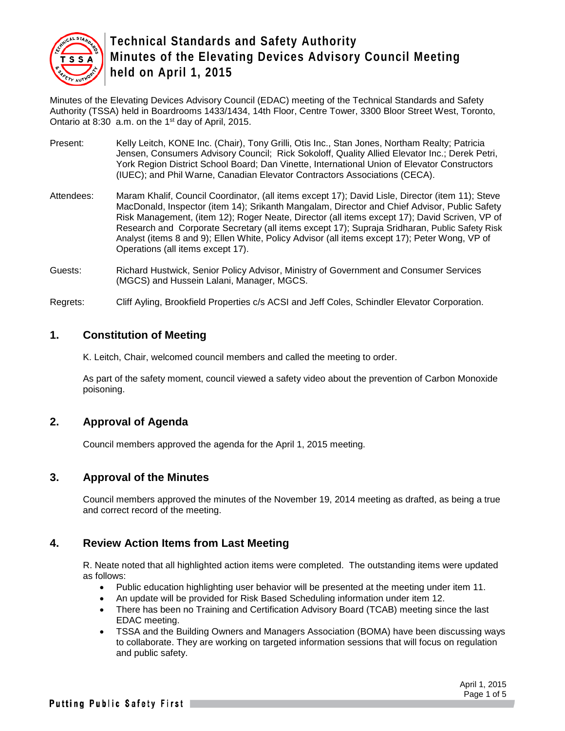# Technical Standards and Safety Authority
# Minutes of the Elevating Devices Advisory Council Meeting held on April 1, 2015

Minutes of the Elevating Devices Advisory Council (EDAC) meeting of the Technical Standards and Safety Authority (TSSA) held in Boardrooms 1433/1434, 14th Floor, Centre Tower, 3300 Bloor Street West, Toronto, Ontario at 8:30 a.m. on the 1st day of April, 2015.

Present: Kelly Leitch, KONE Inc. (Chair), Tony Grilli, Otis Inc., Stan Jones, Northam Realty; Patricia Jensen, Consumers Advisory Council; Rick Sokoloff, Quality Allied Elevator Inc.; Derek Petri, York Region District School Board; Dan Vinette, International Union of Elevator Constructors (IUEC); and Phil Warne, Canadian Elevator Contractors Associations (CECA).

Attendees: Maram Khalif, Council Coordinator, (all items except 17); David Lisle, Director (item 11); Steve MacDonald, Inspector (item 14); Srikanth Mangalam, Director and Chief Advisor, Public Safety Risk Management, (item 12); Roger Neate, Director (all items except 17); David Scriven, VP of Research and Corporate Secretary (all items except 17); Supraja Sridharan, Public Safety Risk Analyst (items 8 and 9); Ellen White, Policy Advisor (all items except 17); Peter Wong, VP of Operations (all items except 17).

Guests: Richard Hustwick, Senior Policy Advisor, Ministry of Government and Consumer Services (MGCS) and Hussein Lalani, Manager, MGCS.

Regrets: Cliff Ayling, Brookfield Properties c/s ACSI and Jeff Coles, Schindler Elevator Corporation.

## 1. Constitution of Meeting

K. Leitch, Chair, welcomed council members and called the meeting to order.

As part of the safety moment, council viewed a safety video about the prevention of Carbon Monoxide poisoning.

## 2. Approval of Agenda

Council members approved the agenda for the April 1, 2015 meeting.

## 3. Approval of the Minutes

Council members approved the minutes of the November 19, 2014 meeting as drafted, as being a true and correct record of the meeting.

## 4. Review Action Items from Last Meeting

R. Neate noted that all highlighted action items were completed. The outstanding items were updated as follows:

- Public education highlighting user behavior will be presented at the meeting under item 11.
- An update will be provided for Risk Based Scheduling information under item 12.
- There has been no Training and Certification Advisory Board (TCAB) meeting since the last EDAC meeting.
- TSSA and the Building Owners and Managers Association (BOMA) have been discussing ways to collaborate. They are working on targeted information sessions that will focus on regulation and public safety.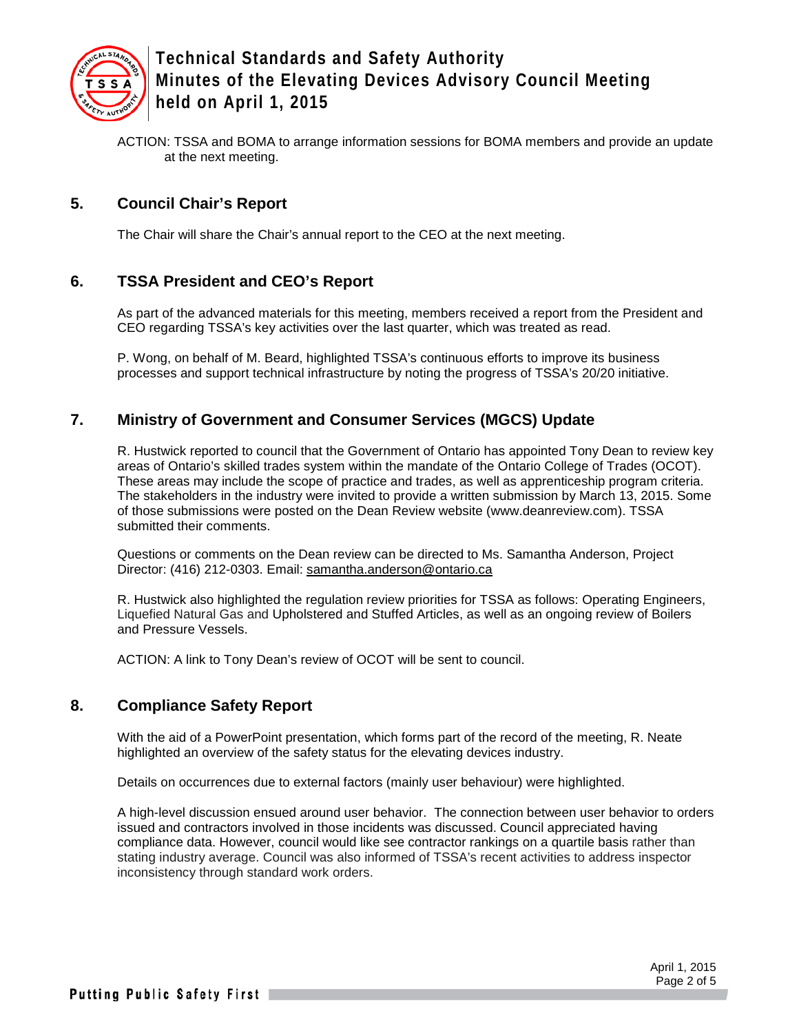ACTION: TSSA and BOMA to arrange information sessions for BOMA members and provide an update at the next meeting.

## 5. Council Chair's Report

The Chair will share the Chair's annual report to the CEO at the next meeting.

## 6. TSSA President and CEO's Report

As part of the advanced materials for this meeting, members received a report from the President and CEO regarding TSSA's key activities over the last quarter, which was treated as read.

P. Wong, on behalf of M. Beard, highlighted TSSA's continuous efforts to improve its business processes and support technical infrastructure by noting the progress of TSSA's 20/20 initiative.

## 7. Ministry of Government and Consumer Services (MGCS) Update

R. Hustwick reported to council that the Government of Ontario has appointed Tony Dean to review key areas of Ontario's skilled trades system within the mandate of the Ontario College of Trades (OCOT). These areas may include the scope of practice and trades, as well as apprenticeship program criteria. The stakeholders in the industry were invited to provide a written submission by March 13, 2015. Some of those submissions were posted on the Dean Review website (www.deanreview.com). TSSA submitted their comments.

Questions or comments on the Dean review can be directed to Ms. Samantha Anderson, Project Director: (416) 212-0303. Email: samantha.anderson@ontario.ca

R. Hustwick also highlighted the regulation review priorities for TSSA as follows: Operating Engineers, Liquefied Natural Gas and Upholstered and Stuffed Articles, as well as an ongoing review of Boilers and Pressure Vessels.

ACTION: A link to Tony Dean's review of OCOT will be sent to council.

## 8. Compliance Safety Report

With the aid of a PowerPoint presentation, which forms part of the record of the meeting, R. Neate highlighted an overview of the safety status for the elevating devices industry.

Details on occurrences due to external factors (mainly user behaviour) were highlighted.

A high-level discussion ensued around user behavior. The connection between user behavior to orders issued and contractors involved in those incidents was discussed. Council appreciated having compliance data. However, council would like see contractor rankings on a quartile basis rather than stating industry average. Council was also informed of TSSA's recent activities to address inspector inconsistency through standard work orders.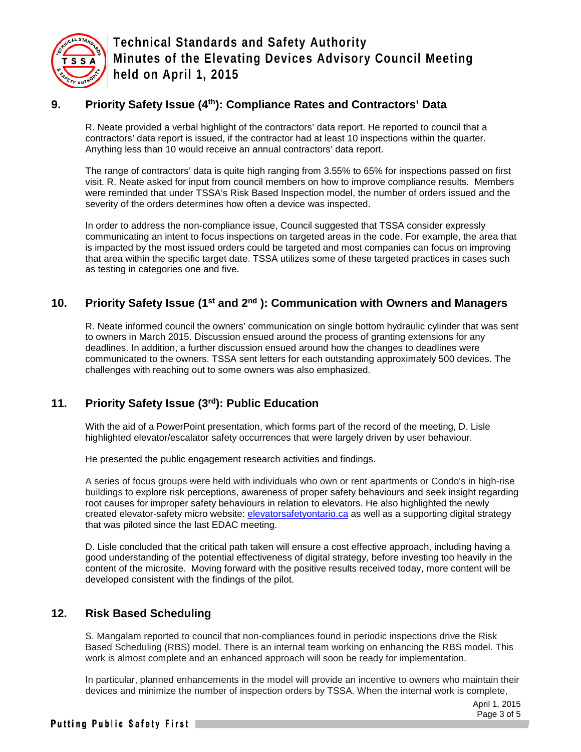## 9. Priority Safety Issue (4th): Compliance Rates and Contractors' Data

R. Neate provided a verbal highlight of the contractors' data report. He reported to council that a contractors' data report is issued, if the contractor had at least 10 inspections within the quarter. Anything less than 10 would receive an annual contractors' data report.

The range of contractors' data is quite high ranging from 3.55% to 65% for inspections passed on first visit. R. Neate asked for input from council members on how to improve compliance results. Members were reminded that under TSSA's Risk Based Inspection model, the number of orders issued and the severity of the orders determines how often a device was inspected.

In order to address the non-compliance issue, Council suggested that TSSA consider expressly communicating an intent to focus inspections on targeted areas in the code. For example, the area that is impacted by the most issued orders could be targeted and most companies can focus on improving that area within the specific target date. TSSA utilizes some of these targeted practices in cases such as testing in categories one and five.

## 10. Priority Safety Issue (1st and 2nd ): Communication with Owners and Managers

R. Neate informed council the owners' communication on single bottom hydraulic cylinder that was sent to owners in March 2015. Discussion ensued around the process of granting extensions for any deadlines. In addition, a further discussion ensued around how the changes to deadlines were communicated to the owners. TSSA sent letters for each outstanding approximately 500 devices. The challenges with reaching out to some owners was also emphasized.

## 11. Priority Safety Issue (3rd): Public Education

With the aid of a PowerPoint presentation, which forms part of the record of the meeting, D. Lisle highlighted elevator/escalator safety occurrences that were largely driven by user behaviour.

He presented the public engagement research activities and findings.

A series of focus groups were held with individuals who own or rent apartments or Condo's in high-rise buildings to explore risk perceptions, awareness of proper safety behaviours and seek insight regarding root causes for improper safety behaviours in relation to elevators. He also highlighted the newly created elevator-safety micro website: [elevatorsafetyontario.ca](elevatorsafetyontario.ca) as well as a supporting digital strategy that was piloted since the last EDAC meeting.

D. Lisle concluded that the critical path taken will ensure a cost effective approach, including having a good understanding of the potential effectiveness of digital strategy, before investing too heavily in the content of the microsite. Moving forward with the positive results received today, more content will be developed consistent with the findings of the pilot.

## 12. Risk Based Scheduling

S. Mangalam reported to council that non-compliances found in periodic inspections drive the Risk Based Scheduling (RBS) model. There is an internal team working on enhancing the RBS model. This work is almost complete and an enhanced approach will soon be ready for implementation.

In particular, planned enhancements in the model will provide an incentive to owners who maintain their devices and minimize the number of inspection orders by TSSA. When the internal work is complete,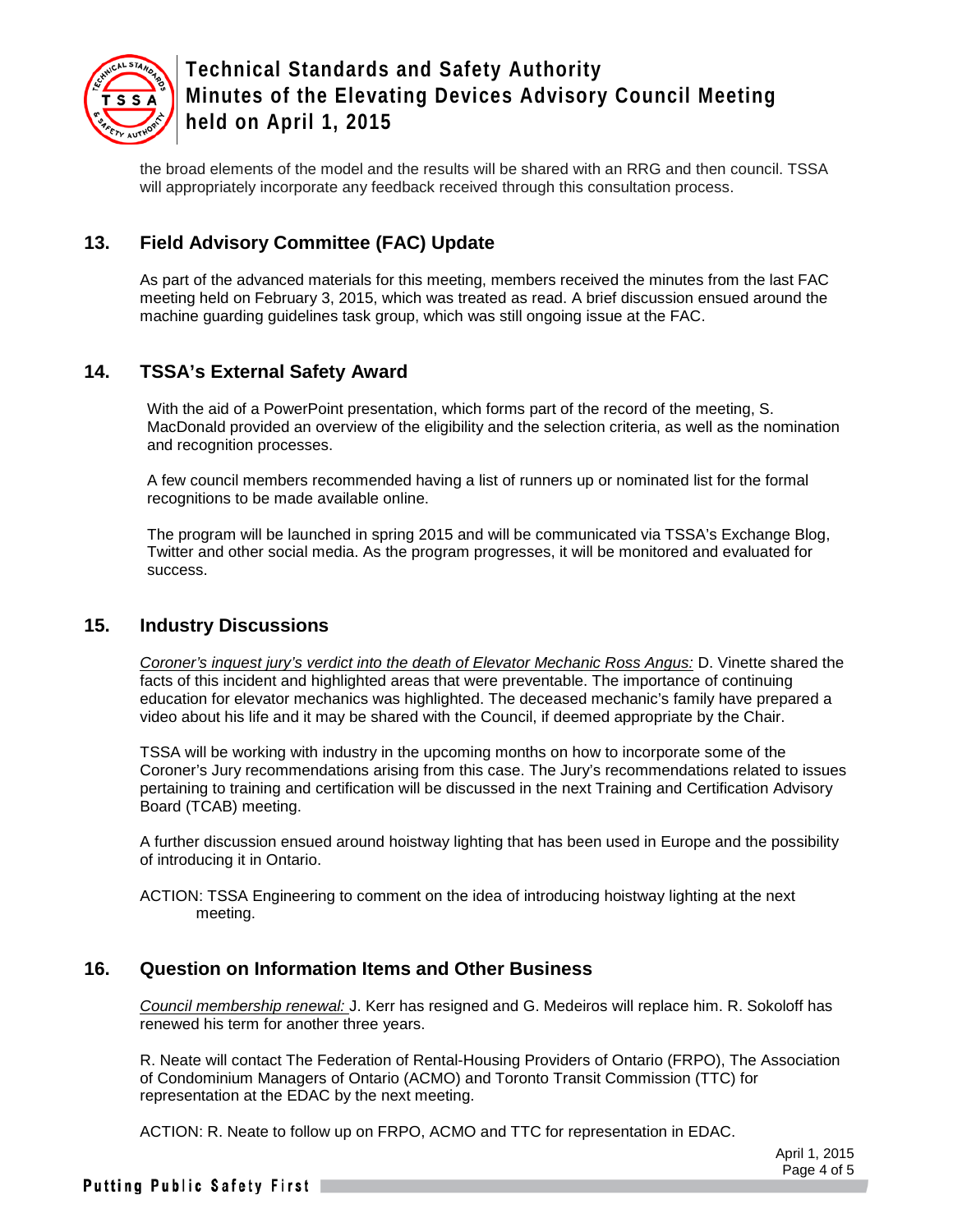the broad elements of the model and the results will be shared with an RRG and then council. TSSA will appropriately incorporate any feedback received through this consultation process.

## 13. Field Advisory Committee (FAC) Update

As part of the advanced materials for this meeting, members received the minutes from the last FAC meeting held on February 3, 2015, which was treated as read. A brief discussion ensued around the machine guarding guidelines task group, which was still ongoing issue at the FAC.

## 14. TSSA's External Safety Award

With the aid of a PowerPoint presentation, which forms part of the record of the meeting, S. MacDonald provided an overview of the eligibility and the selection criteria, as well as the nomination and recognition processes.

A few council members recommended having a list of runners up or nominated list for the formal recognitions to be made available online.

The program will be launched in spring 2015 and will be communicated via TSSA's Exchange Blog, Twitter and other social media. As the program progresses, it will be monitored and evaluated for success.

## 15. Industry Discussions

*Coroner's inquest jury's verdict into the death of Elevator Mechanic Ross Angus:* D. Vinette shared the facts of this incident and highlighted areas that were preventable. The importance of continuing education for elevator mechanics was highlighted. The deceased mechanic's family have prepared a video about his life and it may be shared with the Council, if deemed appropriate by the Chair.

TSSA will be working with industry in the upcoming months on how to incorporate some of the Coroner's Jury recommendations arising from this case. The Jury's recommendations related to issues pertaining to training and certification will be discussed in the next Training and Certification Advisory Board (TCAB) meeting.

A further discussion ensued around hoistway lighting that has been used in Europe and the possibility of introducing it in Ontario.

ACTION: TSSA Engineering to comment on the idea of introducing hoistway lighting at the next meeting.

## 16. Question on Information Items and Other Business

*Council membership renewal:* J. Kerr has resigned and G. Medeiros will replace him. R. Sokoloff has renewed his term for another three years.

R. Neate will contact The Federation of Rental-Housing Providers of Ontario (FRPO), The Association of Condominium Managers of Ontario (ACMO) and Toronto Transit Commission (TTC) for representation at the EDAC by the next meeting.

ACTION: R. Neate to follow up on FRPO, ACMO and TTC for representation in EDAC.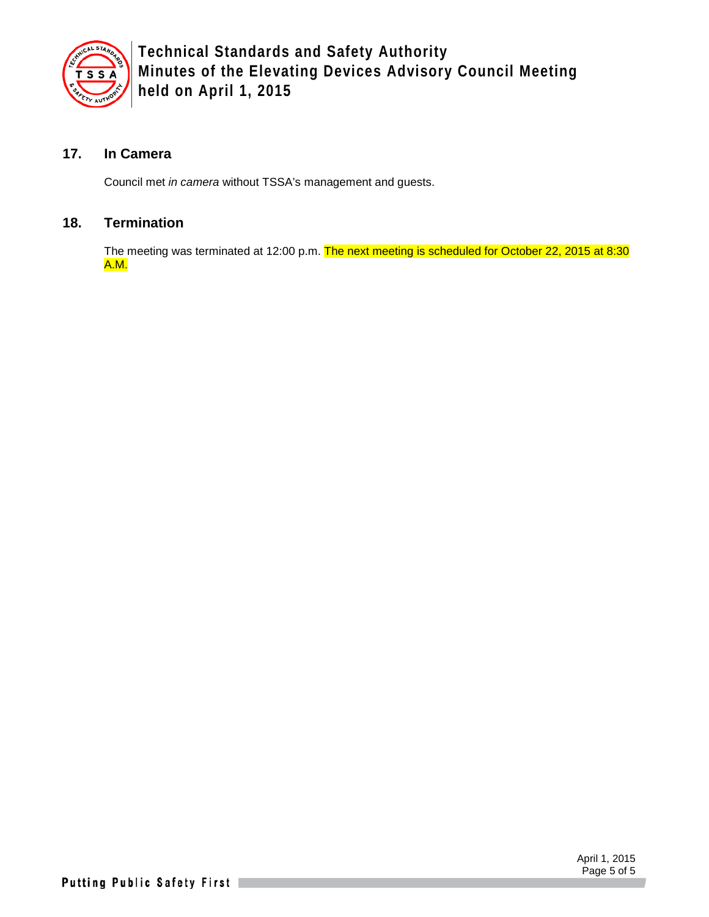## 17. In Camera

Council met *in camera* without TSSA's management and guests.

## 18. Termination

The meeting was terminated at 12:00 p.m. The next meeting is scheduled for October 22, 2015 at 8:30 A.M.